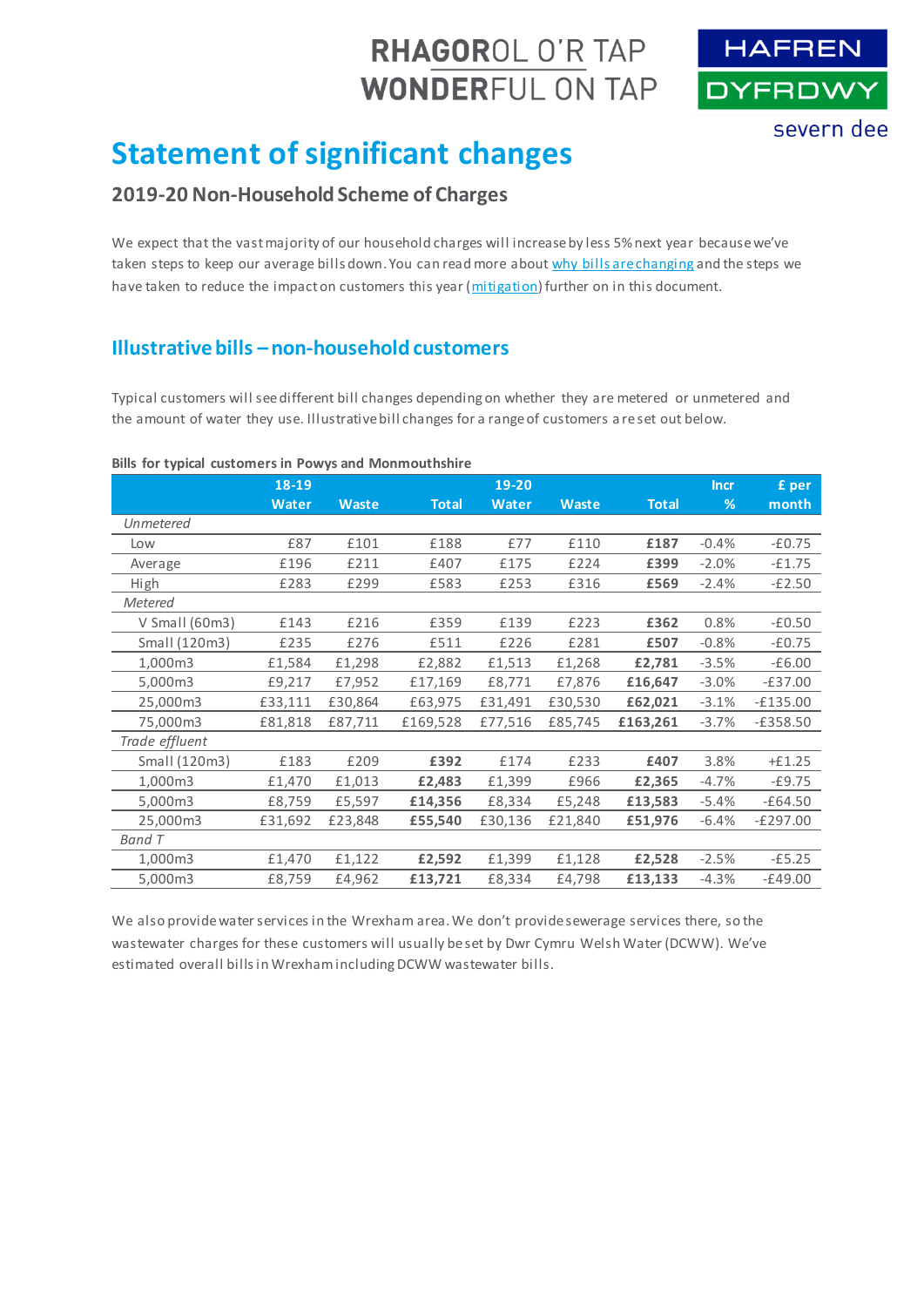RHAGOROL O'R TAP
WONDERFUL ON TAP

HAFREN DYFRDWY
severn dee

# Statement of significant changes

## 2019-20 Non-Household Scheme of Charges

We expect that the vast majority of our household charges will increase by less 5% next year because we've taken steps to keep our average bills down. You can read more about why bills are changing and the steps we have taken to reduce the impact on customers this year (mitigation) further on in this document.

## Illustrative bills – non-household customers

Typical customers will see different bill changes depending on whether they are metered or unmetered and the amount of water they use. Illustrative bill changes for a range of customers are set out below.

**Bills for typical customers in Powys and Monmouthshire**

| | 18-19 Water | Waste | Total | 19-20 Water | Waste | Total | Incr % | £ per month |
|---|---|---|---|---|---|---|---|---|
| *Unmetered* | | | | | | | | |
| Low | £87 | £101 | £188 | £77 | £110 | **£187** | -0.4% | -£0.75 |
| Average | £196 | £211 | £407 | £175 | £224 | **£399** | -2.0% | -£1.75 |
| High | £283 | £299 | £583 | £253 | £316 | **£569** | -2.4% | -£2.50 |
| *Metered* | | | | | | | | |
| V Small (60m3) | £143 | £216 | £359 | £139 | £223 | **£362** | 0.8% | -£0.50 |
| Small (120m3) | £235 | £276 | £511 | £226 | £281 | **£507** | -0.8% | -£0.75 |
| 1,000m3 | £1,584 | £1,298 | £2,882 | £1,513 | £1,268 | **£2,781** | -3.5% | -£6.00 |
| 5,000m3 | £9,217 | £7,952 | £17,169 | £8,771 | £7,876 | **£16,647** | -3.0% | -£37.00 |
| 25,000m3 | £33,111 | £30,864 | £63,975 | £31,491 | £30,530 | **£62,021** | -3.1% | -£135.00 |
| 75,000m3 | £81,818 | £87,711 | £169,528 | £77,516 | £85,745 | **£163,261** | -3.7% | -£358.50 |
| *Trade effluent* | | | | | | | | |
| Small (120m3) | £183 | £209 | **£392** | £174 | £233 | **£407** | 3.8% | +£1.25 |
| 1,000m3 | £1,470 | £1,013 | **£2,483** | £1,399 | £966 | **£2,365** | -4.7% | -£9.75 |
| 5,000m3 | £8,759 | £5,597 | **£14,356** | £8,334 | £5,248 | **£13,583** | -5.4% | -£64.50 |
| 25,000m3 | £31,692 | £23,848 | **£55,540** | £30,136 | £21,840 | **£51,976** | -6.4% | -£297.00 |
| *Band T* | | | | | | | | |
| 1,000m3 | £1,470 | £1,122 | **£2,592** | £1,399 | £1,128 | **£2,528** | -2.5% | -£5.25 |
| 5,000m3 | £8,759 | £4,962 | **£13,721** | £8,334 | £4,798 | **£13,133** | -4.3% | -£49.00 |

We also provide water services in the Wrexham area. We don't provide sewerage services there, so the wastewater charges for these customers will usually be set by Dwr Cymru Welsh Water (DCWW). We've estimated overall bills in Wrexham including DCWW wastewater bills.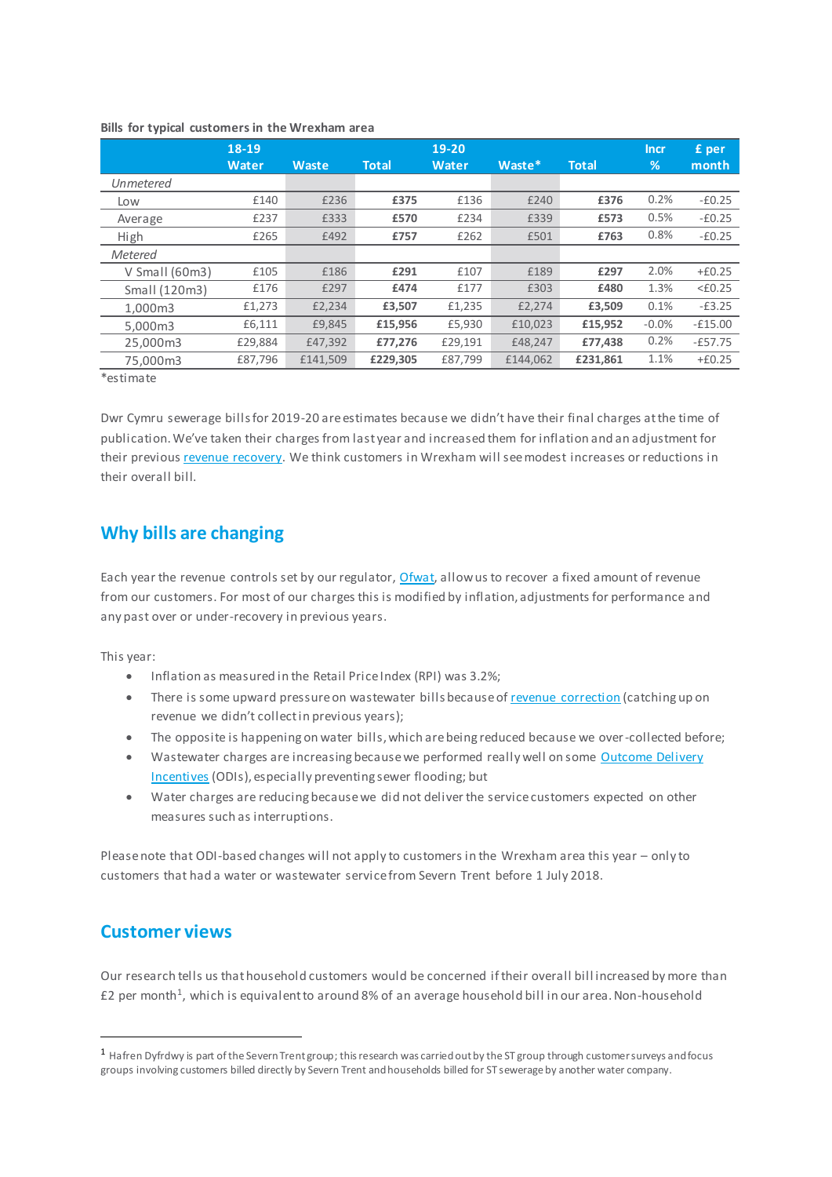**Bills for typical customers in the Wrexham area**

| | 18-19 Water | Waste | Total | 19-20 Water | Waste* | Total | Incr % | £ per month |
|---|---|---|---|---|---|---|---|---|
| *Unmetered* | | | | | | | | |
| Low | £140 | £236 | **£375** | £136 | £240 | **£376** | 0.2% | -£0.25 |
| Average | £237 | £333 | **£570** | £234 | £339 | **£573** | 0.5% | -£0.25 |
| High | £265 | £492 | **£757** | £262 | £501 | **£763** | 0.8% | -£0.25 |
| *Metered* | | | | | | | | |
| V Small (60m3) | £105 | £186 | **£291** | £107 | £189 | **£297** | 2.0% | +£0.25 |
| Small (120m3) | £176 | £297 | **£474** | £177 | £303 | **£480** | 1.3% | <£0.25 |
| 1,000m3 | £1,273 | £2,234 | **£3,507** | £1,235 | £2,274 | **£3,509** | 0.1% | -£3.25 |
| 5,000m3 | £6,111 | £9,845 | **£15,956** | £5,930 | £10,023 | **£15,952** | -0.0% | -£15.00 |
| 25,000m3 | £29,884 | £47,392 | **£77,276** | £29,191 | £48,247 | **£77,438** | 0.2% | -£57.75 |
| 75,000m3 | £87,796 | £141,509 | **£229,305** | £87,799 | £144,062 | **£231,861** | 1.1% | +£0.25 |

*estimate

Dwr Cymru sewerage bills for 2019-20 are estimates because we didn't have their final charges at the time of publication. We've taken their charges from last year and increased them for inflation and an adjustment for their previous revenue recovery. We think customers in Wrexham will see modest increases or reductions in their overall bill.

## Why bills are changing

Each year the revenue controls set by our regulator, Ofwat, allow us to recover a fixed amount of revenue from our customers. For most of our charges this is modified by inflation, adjustments for performance and any past over or under-recovery in previous years.

This year:

- Inflation as measured in the Retail Price Index (RPI) was 3.2%;
- There is some upward pressure on wastewater bills because of revenue correction (catching up on revenue we didn't collect in previous years);
- The opposite is happening on water bills, which are being reduced because we over-collected before;
- Wastewater charges are increasing because we performed really well on some Outcome Delivery Incentives (ODIs), especially preventing sewer flooding; but
- Water charges are reducing because we did not deliver the service customers expected on other measures such as interruptions.

Please note that ODI-based changes will not apply to customers in the Wrexham area this year – only to customers that had a water or wastewater service from Severn Trent before 1 July 2018.

## Customer views

Our research tells us that household customers would be concerned if their overall bill increased by more than £2 per month[1], which is equivalent to around 8% of an average household bill in our area. Non-household

[1] Hafren Dyfrdwy is part of the Severn Trent group; this research was carried out by the ST group through customer surveys and focus groups involving customers billed directly by Severn Trent and households billed for ST sewerage by another water company.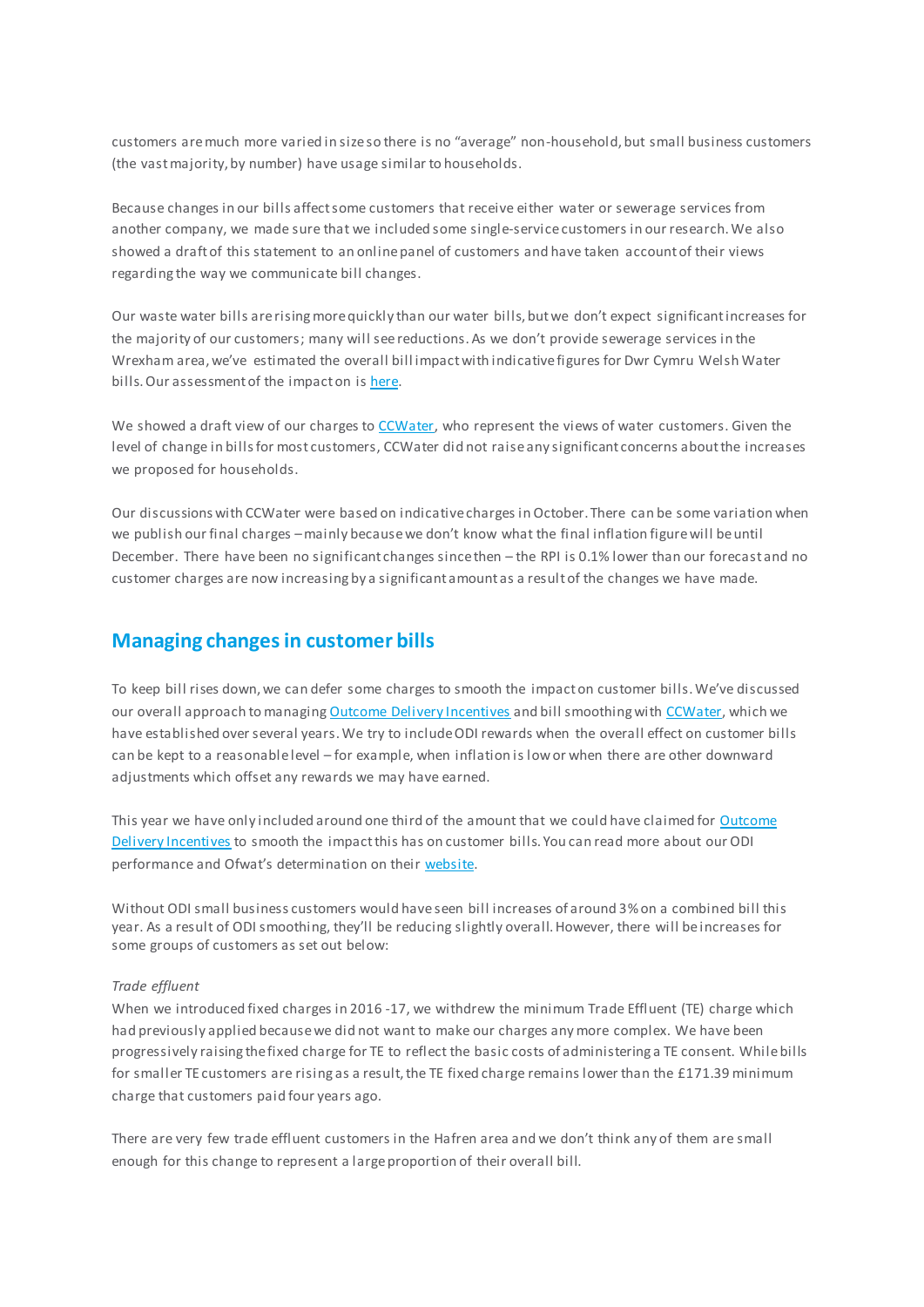customers are much more varied in size so there is no "average" non-household, but small business customers (the vast majority, by number) have usage similar to households.

Because changes in our bills affect some customers that receive either water or sewerage services from another company, we made sure that we included some single-service customers in our research. We also showed a draft of this statement to an online panel of customers and have taken account of their views regarding the way we communicate bill changes.

Our waste water bills are rising more quickly than our water bills, but we don't expect significant increases for the majority of our customers; many will see reductions. As we don't provide sewerage services in the Wrexham area, we've estimated the overall bill impact with indicative figures for Dwr Cymru Welsh Water bills. Our assessment of the impact on is [here](here).

We showed a draft view of our charges to [CCWater](CCWater), who represent the views of water customers. Given the level of change in bills for most customers, CCWater did not raise any significant concerns about the increases we proposed for households.

Our discussions with CCWater were based on indicative charges in October. There can be some variation when we publish our final charges – mainly because we don't know what the final inflation figure will be until December. There have been no significant changes since then – the RPI is 0.1% lower than our forecast and no customer charges are now increasing by a significant amount as a result of the changes we have made.

## Managing changes in customer bills

To keep bill rises down, we can defer some charges to smooth the impact on customer bills. We've discussed our overall approach to managing [Outcome Delivery Incentives](Outcome Delivery Incentives) and bill smoothing with [CCWater](CCWater), which we have established over several years. We try to include ODI rewards when the overall effect on customer bills can be kept to a reasonable level – for example, when inflation is low or when there are other downward adjustments which offset any rewards we may have earned.

This year we have only included around one third of the amount that we could have claimed for [Outcome Delivery Incentives](Outcome Delivery Incentives) to smooth the impact this has on customer bills. You can read more about our ODI performance and Ofwat's determination on their [website](website).

Without ODI small business customers would have seen bill increases of around 3% on a combined bill this year. As a result of ODI smoothing, they'll be reducing slightly overall. However, there will be increases for some groups of customers as set out below:

*Trade effluent*

When we introduced fixed charges in 2016 -17, we withdrew the minimum Trade Effluent (TE) charge which had previously applied because we did not want to make our charges any more complex. We have been progressively raising the fixed charge for TE to reflect the basic costs of administering a TE consent. While bills for smaller TE customers are rising as a result, the TE fixed charge remains lower than the £171.39 minimum charge that customers paid four years ago.

There are very few trade effluent customers in the Hafren area and we don't think any of them are small enough for this change to represent a large proportion of their overall bill.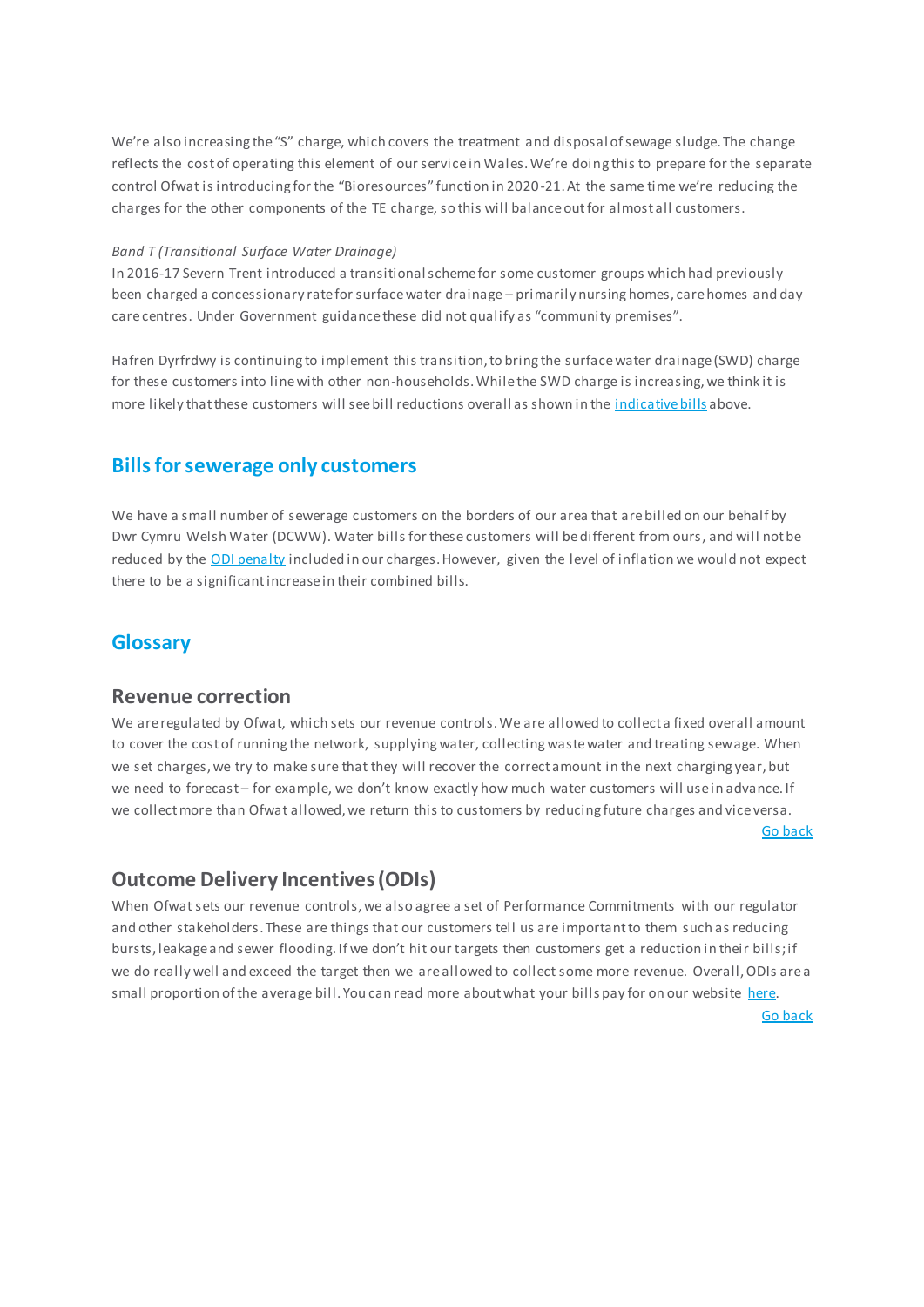We're also increasing the "S" charge, which covers the treatment and disposal of sewage sludge. The change reflects the cost of operating this element of our service in Wales. We're doing this to prepare for the separate control Ofwat is introducing for the "Bioresources" function in 2020-21. At the same time we're reducing the charges for the other components of the TE charge, so this will balance out for almost all customers.

*Band T (Transitional Surface Water Drainage)*
In 2016-17 Severn Trent introduced a transitional scheme for some customer groups which had previously been charged a concessionary rate for surface water drainage – primarily nursing homes, care homes and day care centres. Under Government guidance these did not qualify as "community premises".

Hafren Dyrfrdwy is continuing to implement this transition, to bring the surface water drainage (SWD) charge for these customers into line with other non-households. While the SWD charge is increasing, we think it is more likely that these customers will see bill reductions overall as shown in the indicative bills above.

## Bills for sewerage only customers

We have a small number of sewerage customers on the borders of our area that are billed on our behalf by Dwr Cymru Welsh Water (DCWW). Water bills for these customers will be different from ours, and will not be reduced by the ODI penalty included in our charges. However, given the level of inflation we would not expect there to be a significant increase in their combined bills.

## Glossary

### Revenue correction

We are regulated by Ofwat, which sets our revenue controls. We are allowed to collect a fixed overall amount to cover the cost of running the network, supplying water, collecting waste water and treating sewage. When we set charges, we try to make sure that they will recover the correct amount in the next charging year, but we need to forecast – for example, we don't know exactly how much water customers will use in advance. If we collect more than Ofwat allowed, we return this to customers by reducing future charges and vice versa.

Go back

### Outcome Delivery Incentives (ODIs)

When Ofwat sets our revenue controls, we also agree a set of Performance Commitments with our regulator and other stakeholders. These are things that our customers tell us are important to them such as reducing bursts, leakage and sewer flooding. If we don't hit our targets then customers get a reduction in their bills; if we do really well and exceed the target then we are allowed to collect some more revenue. Overall, ODIs are a small proportion of the average bill. You can read more about what your bills pay for on our website here.

Go back